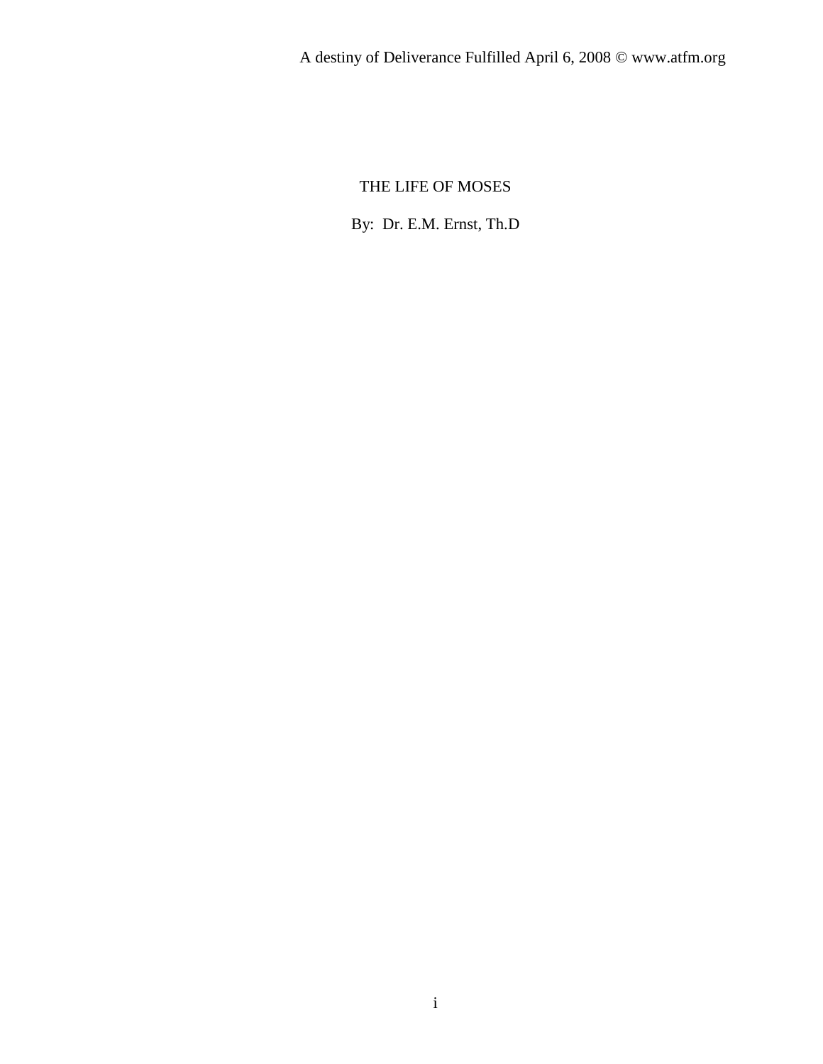# THE LIFE OF MOSES

By: Dr. E.M. Ernst, Th.D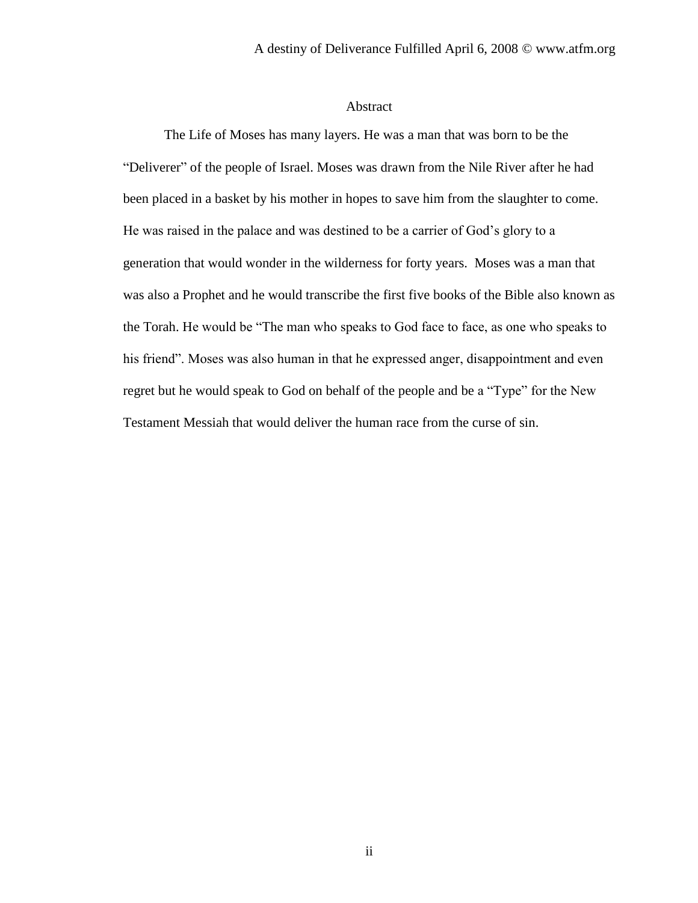# Abstract

The Life of Moses has many layers. He was a man that was born to be the "Deliverer" of the people of Israel. Moses was drawn from the Nile River after he had been placed in a basket by his mother in hopes to save him from the slaughter to come. He was raised in the palace and was destined to be a carrier of God's glory to a generation that would wonder in the wilderness for forty years. Moses was a man that was also a Prophet and he would transcribe the first five books of the Bible also known as the Torah. He would be "The man who speaks to God face to face, as one who speaks to his friend". Moses was also human in that he expressed anger, disappointment and even regret but he would speak to God on behalf of the people and be a "Type" for the New Testament Messiah that would deliver the human race from the curse of sin.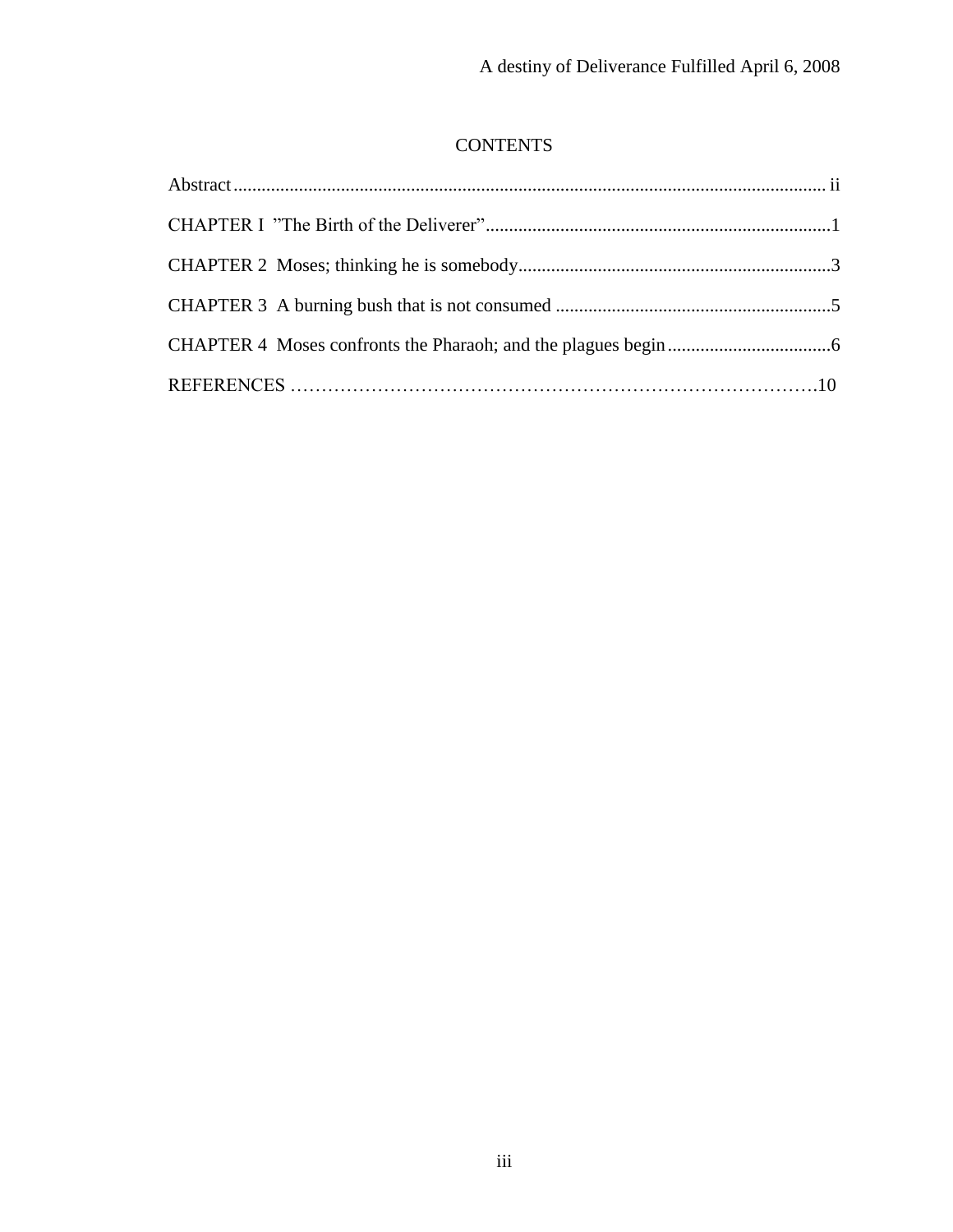# CONTENTS

Abstract.............................................................................................................................ii

CHAPTER I ”The Birth of the Deliverer”..........................................................................1

CHAPTER 2 Moses; thinking he is somebody...................................................................3

CHAPTER 3 A burning bush that is not consumed ...........................................................5

CHAPTER 4 Moses confronts the Pharaoh; and the plagues begin...................................6

REFERENCES …………………………………………………………………………10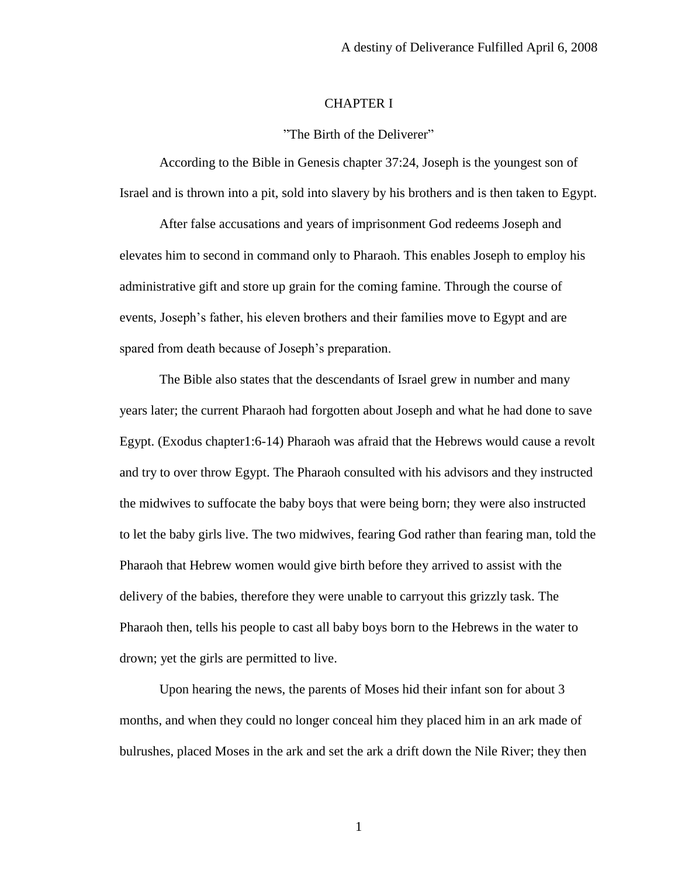# CHAPTER I

## "The Birth of the Deliverer"

According to the Bible in Genesis chapter 37:24, Joseph is the youngest son of Israel and is thrown into a pit, sold into slavery by his brothers and is then taken to Egypt.

After false accusations and years of imprisonment God redeems Joseph and elevates him to second in command only to Pharaoh. This enables Joseph to employ his administrative gift and store up grain for the coming famine. Through the course of events, Joseph's father, his eleven brothers and their families move to Egypt and are spared from death because of Joseph's preparation.

The Bible also states that the descendants of Israel grew in number and many years later; the current Pharaoh had forgotten about Joseph and what he had done to save Egypt. (Exodus chapter1:6-14) Pharaoh was afraid that the Hebrews would cause a revolt and try to over throw Egypt. The Pharaoh consulted with his advisors and they instructed the midwives to suffocate the baby boys that were being born; they were also instructed to let the baby girls live. The two midwives, fearing God rather than fearing man, told the Pharaoh that Hebrew women would give birth before they arrived to assist with the delivery of the babies, therefore they were unable to carryout this grizzly task. The Pharaoh then, tells his people to cast all baby boys born to the Hebrews in the water to drown; yet the girls are permitted to live.

Upon hearing the news, the parents of Moses hid their infant son for about 3 months, and when they could no longer conceal him they placed him in an ark made of bulrushes, placed Moses in the ark and set the ark a drift down the Nile River; they then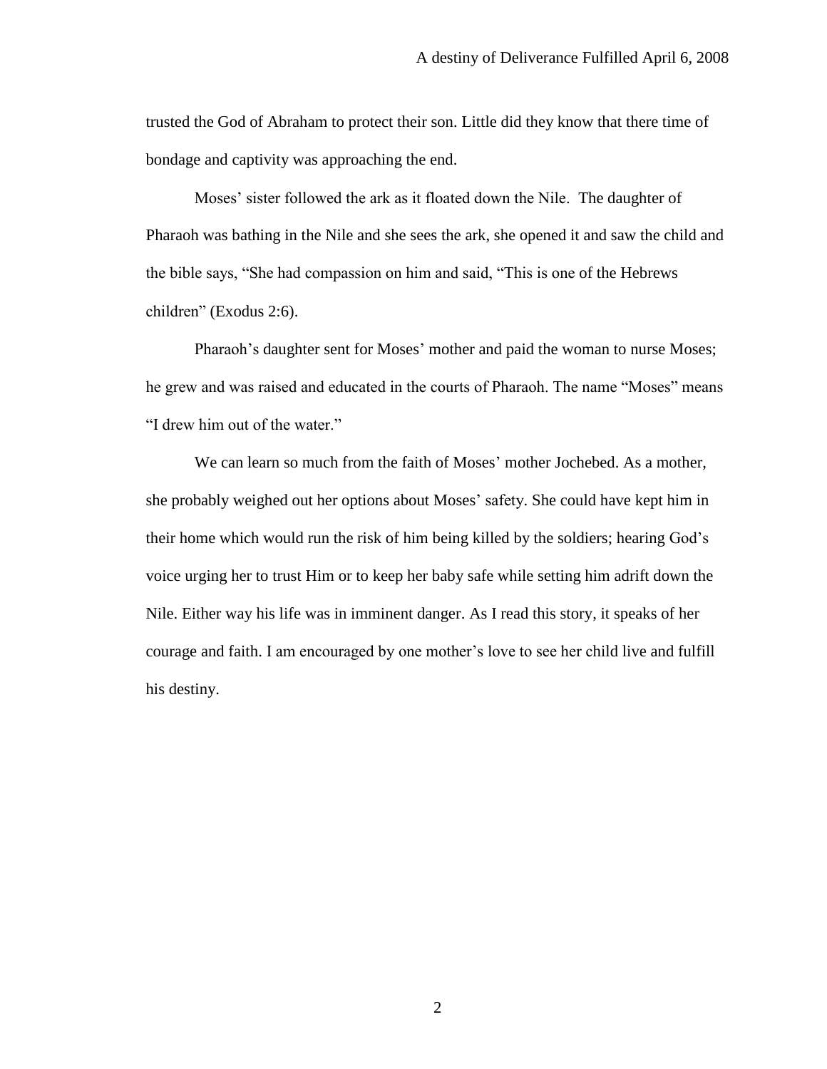trusted the God of Abraham to protect their son. Little did they know that there time of bondage and captivity was approaching the end.

Moses' sister followed the ark as it floated down the Nile. The daughter of Pharaoh was bathing in the Nile and she sees the ark, she opened it and saw the child and the bible says, "She had compassion on him and said, "This is one of the Hebrews children" (Exodus 2:6).

Pharaoh's daughter sent for Moses' mother and paid the woman to nurse Moses; he grew and was raised and educated in the courts of Pharaoh. The name "Moses" means "I drew him out of the water."

We can learn so much from the faith of Moses' mother Jochebed. As a mother, she probably weighed out her options about Moses' safety. She could have kept him in their home which would run the risk of him being killed by the soldiers; hearing God's voice urging her to trust Him or to keep her baby safe while setting him adrift down the Nile. Either way his life was in imminent danger. As I read this story, it speaks of her courage and faith. I am encouraged by one mother's love to see her child live and fulfill his destiny.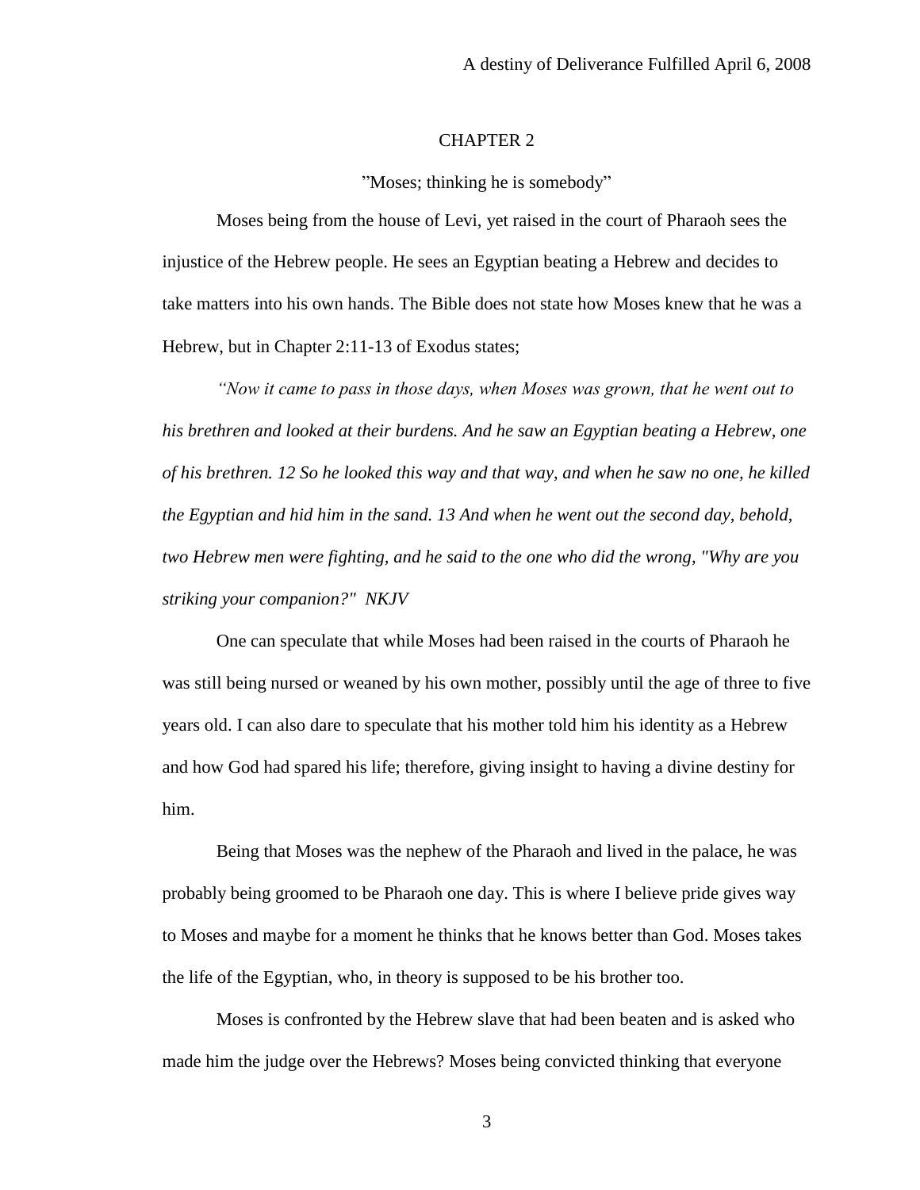# CHAPTER 2

## "Moses; thinking he is somebody"

Moses being from the house of Levi, yet raised in the court of Pharaoh sees the injustice of the Hebrew people. He sees an Egyptian beating a Hebrew and decides to take matters into his own hands. The Bible does not state how Moses knew that he was a Hebrew, but in Chapter 2:11-13 of Exodus states;

*"Now it came to pass in those days, when Moses was grown, that he went out to his brethren and looked at their burdens. And he saw an Egyptian beating a Hebrew, one of his brethren. 12 So he looked this way and that way, and when he saw no one, he killed the Egyptian and hid him in the sand. 13 And when he went out the second day, behold, two Hebrew men were fighting, and he said to the one who did the wrong, "Why are you striking your companion?" NKJV*

One can speculate that while Moses had been raised in the courts of Pharaoh he was still being nursed or weaned by his own mother, possibly until the age of three to five years old. I can also dare to speculate that his mother told him his identity as a Hebrew and how God had spared his life; therefore, giving insight to having a divine destiny for him.

Being that Moses was the nephew of the Pharaoh and lived in the palace, he was probably being groomed to be Pharaoh one day. This is where I believe pride gives way to Moses and maybe for a moment he thinks that he knows better than God. Moses takes the life of the Egyptian, who, in theory is supposed to be his brother too.

Moses is confronted by the Hebrew slave that had been beaten and is asked who made him the judge over the Hebrews? Moses being convicted thinking that everyone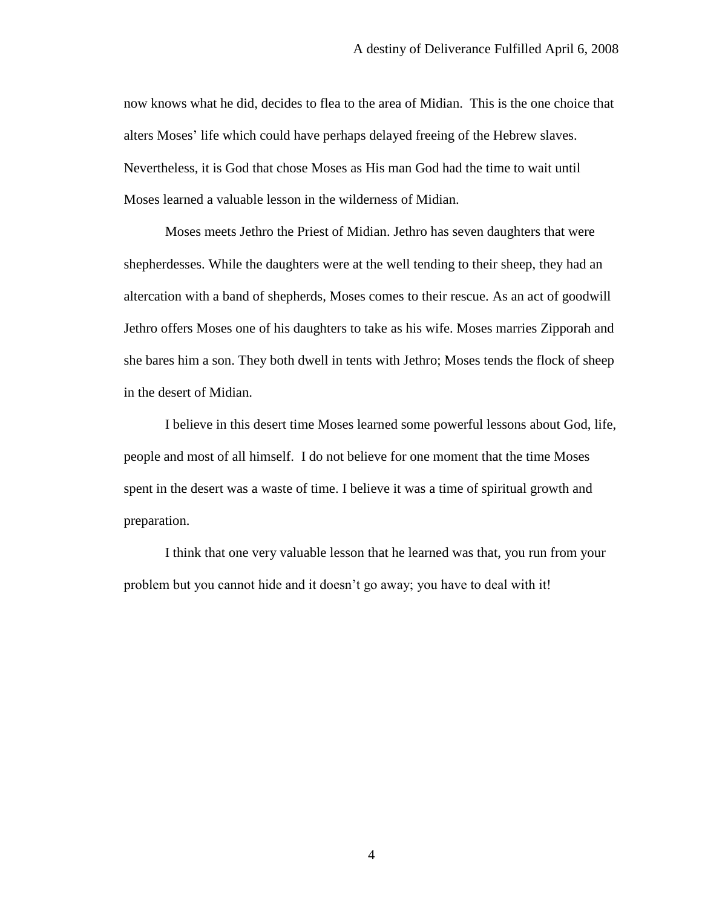now knows what he did, decides to flea to the area of Midian.  This is the one choice that alters Moses' life which could have perhaps delayed freeing of the Hebrew slaves. Nevertheless, it is God that chose Moses as His man God had the time to wait until Moses learned a valuable lesson in the wilderness of Midian.

Moses meets Jethro the Priest of Midian. Jethro has seven daughters that were shepherdesses. While the daughters were at the well tending to their sheep, they had an altercation with a band of shepherds, Moses comes to their rescue. As an act of goodwill Jethro offers Moses one of his daughters to take as his wife. Moses marries Zipporah and she bares him a son. They both dwell in tents with Jethro; Moses tends the flock of sheep in the desert of Midian.

I believe in this desert time Moses learned some powerful lessons about God, life, people and most of all himself.  I do not believe for one moment that the time Moses spent in the desert was a waste of time. I believe it was a time of spiritual growth and preparation.

I think that one very valuable lesson that he learned was that, you run from your problem but you cannot hide and it doesn't go away; you have to deal with it!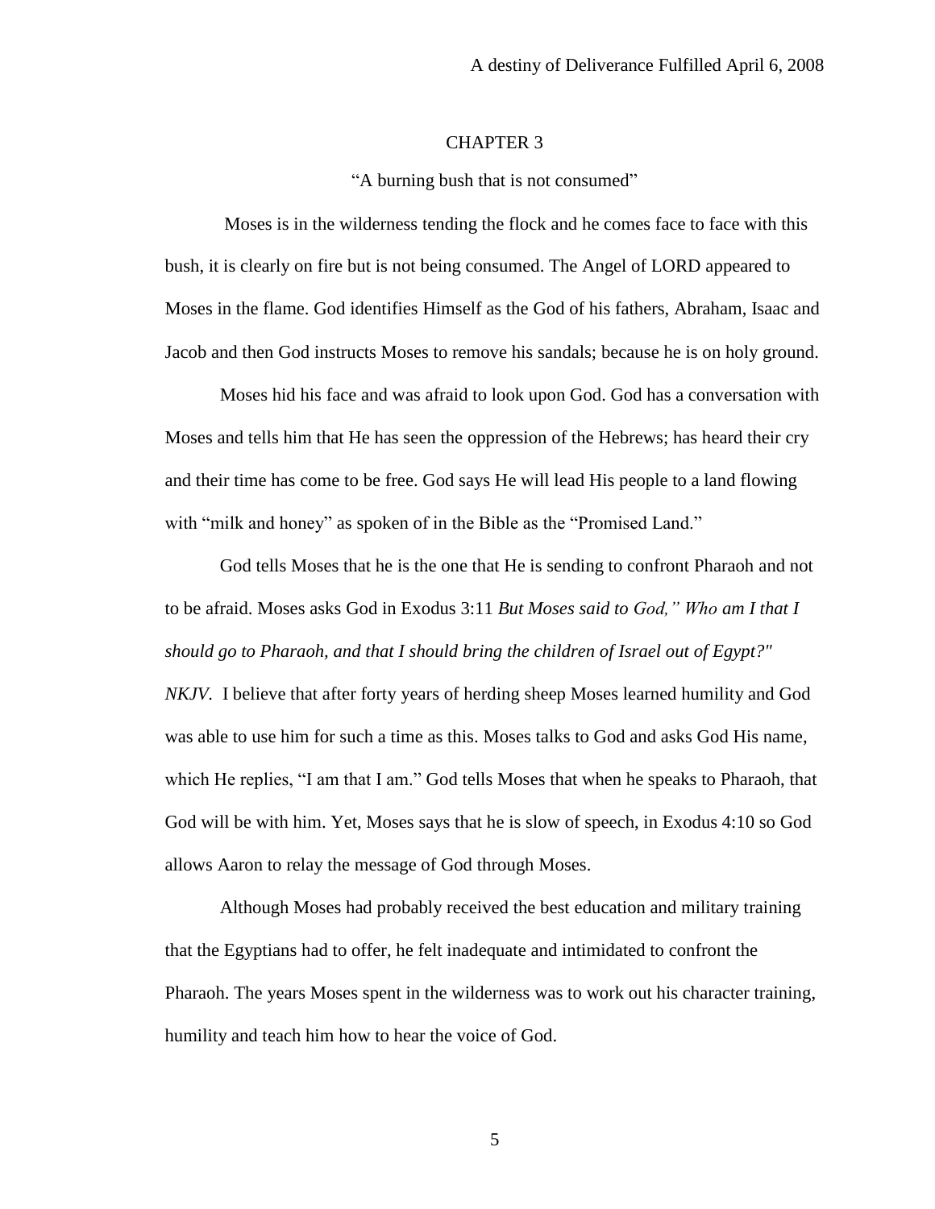# CHAPTER 3

"A burning bush that is not consumed"

Moses is in the wilderness tending the flock and he comes face to face with this bush, it is clearly on fire but is not being consumed. The Angel of LORD appeared to Moses in the flame. God identifies Himself as the God of his fathers, Abraham, Isaac and Jacob and then God instructs Moses to remove his sandals; because he is on holy ground.

Moses hid his face and was afraid to look upon God. God has a conversation with Moses and tells him that He has seen the oppression of the Hebrews; has heard their cry and their time has come to be free. God says He will lead His people to a land flowing with "milk and honey" as spoken of in the Bible as the "Promised Land."

God tells Moses that he is the one that He is sending to confront Pharaoh and not to be afraid. Moses asks God in Exodus 3:11 *But Moses said to God," Who am I that I should go to Pharaoh, and that I should bring the children of Israel out of Egypt?" NKJV*. I believe that after forty years of herding sheep Moses learned humility and God was able to use him for such a time as this. Moses talks to God and asks God His name, which He replies, "I am that I am." God tells Moses that when he speaks to Pharaoh, that God will be with him. Yet, Moses says that he is slow of speech, in Exodus 4:10 so God allows Aaron to relay the message of God through Moses.

Although Moses had probably received the best education and military training that the Egyptians had to offer, he felt inadequate and intimidated to confront the Pharaoh. The years Moses spent in the wilderness was to work out his character training, humility and teach him how to hear the voice of God.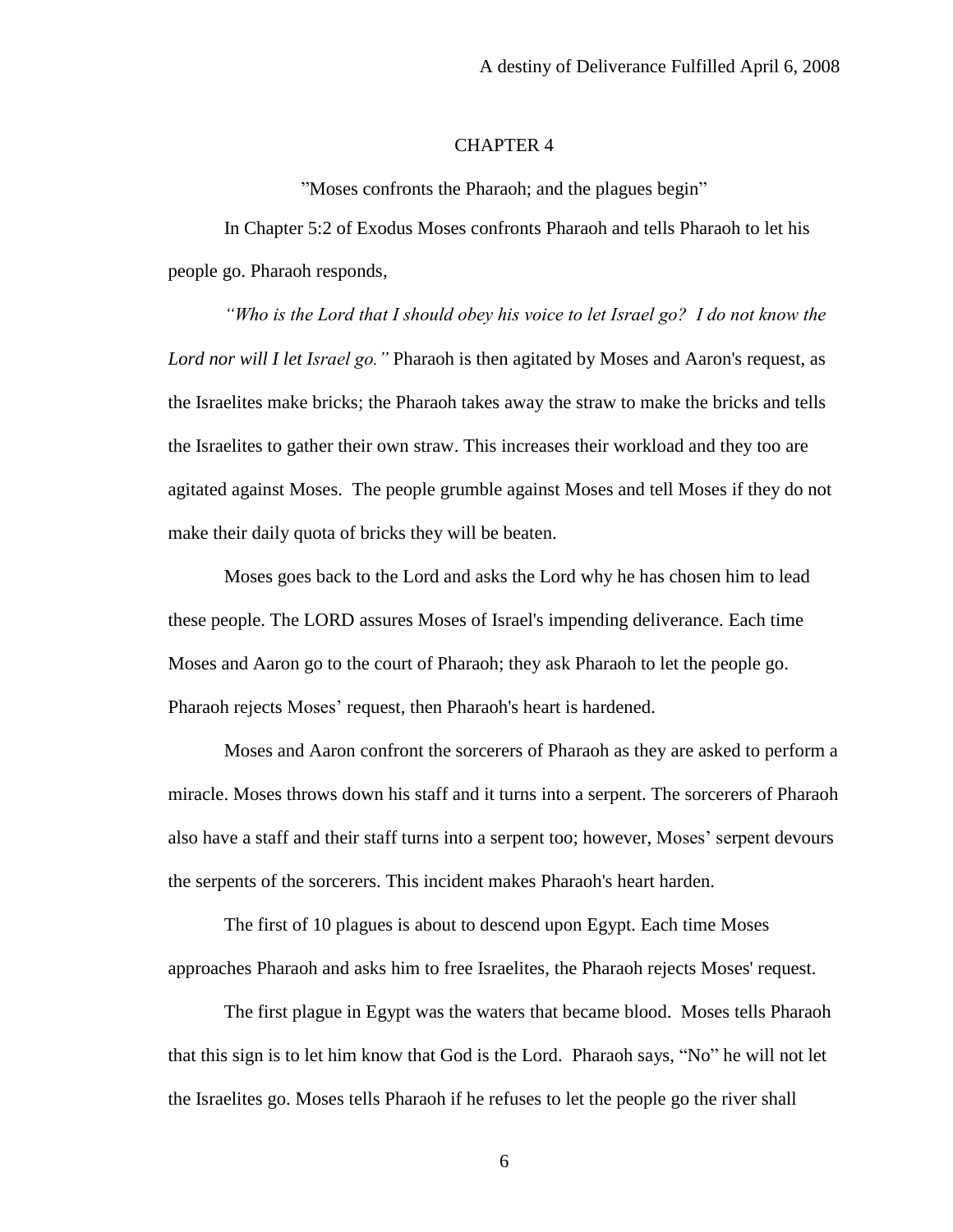# CHAPTER 4

"Moses confronts the Pharaoh; and the plagues begin"

In Chapter 5:2 of Exodus Moses confronts Pharaoh and tells Pharaoh to let his people go. Pharaoh responds,

*"Who is the Lord that I should obey his voice to let Israel go? I do not know the Lord nor will I let Israel go."* Pharaoh is then agitated by Moses and Aaron's request, as the Israelites make bricks; the Pharaoh takes away the straw to make the bricks and tells the Israelites to gather their own straw. This increases their workload and they too are agitated against Moses. The people grumble against Moses and tell Moses if they do not make their daily quota of bricks they will be beaten.

Moses goes back to the Lord and asks the Lord why he has chosen him to lead these people. The LORD assures Moses of Israel's impending deliverance. Each time Moses and Aaron go to the court of Pharaoh; they ask Pharaoh to let the people go. Pharaoh rejects Moses' request, then Pharaoh's heart is hardened.

Moses and Aaron confront the sorcerers of Pharaoh as they are asked to perform a miracle. Moses throws down his staff and it turns into a serpent. The sorcerers of Pharaoh also have a staff and their staff turns into a serpent too; however, Moses' serpent devours the serpents of the sorcerers. This incident makes Pharaoh's heart harden.

The first of 10 plagues is about to descend upon Egypt. Each time Moses approaches Pharaoh and asks him to free Israelites, the Pharaoh rejects Moses' request.

The first plague in Egypt was the waters that became blood. Moses tells Pharaoh that this sign is to let him know that God is the Lord. Pharaoh says, "No" he will not let the Israelites go. Moses tells Pharaoh if he refuses to let the people go the river shall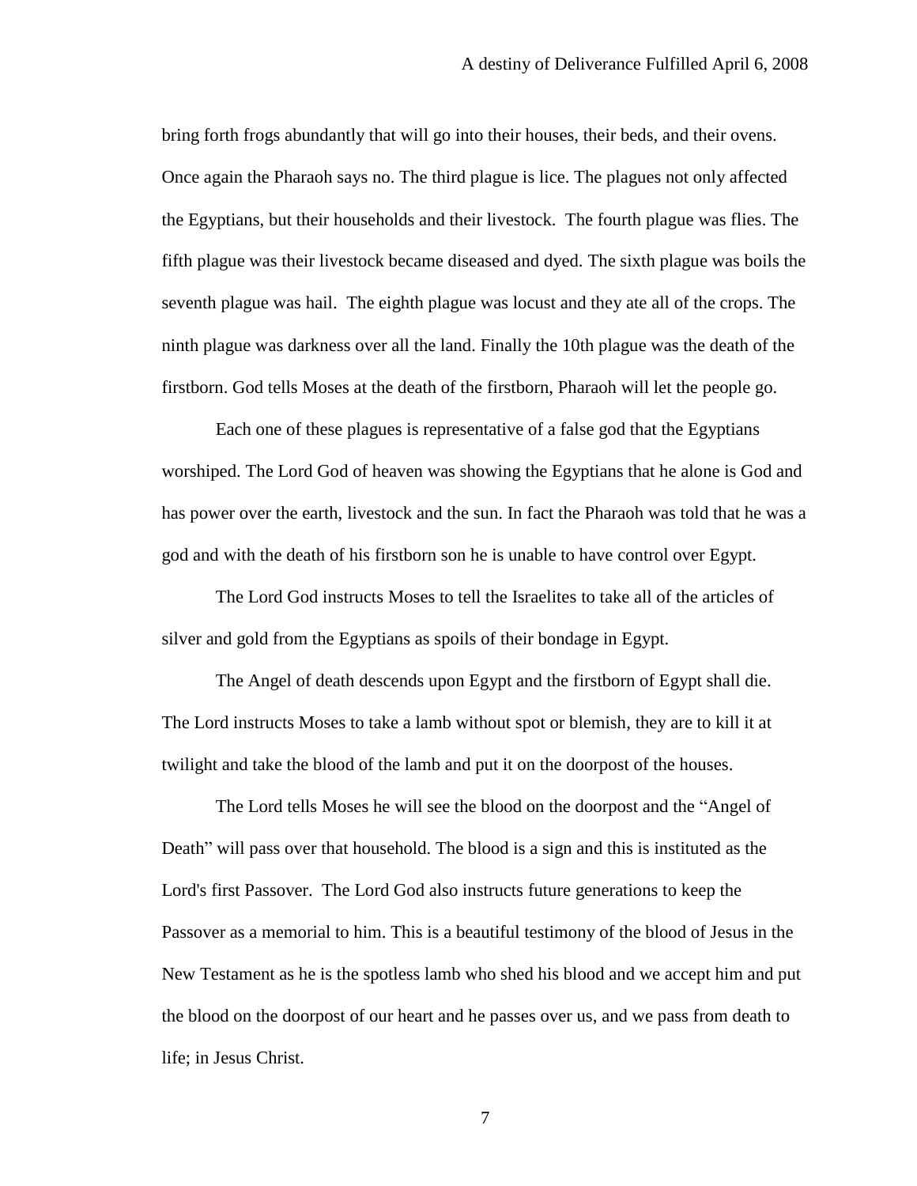bring forth frogs abundantly that will go into their houses, their beds, and their ovens. Once again the Pharaoh says no. The third plague is lice. The plagues not only affected the Egyptians, but their households and their livestock. The fourth plague was flies. The fifth plague was their livestock became diseased and dyed. The sixth plague was boils the seventh plague was hail. The eighth plague was locust and they ate all of the crops. The ninth plague was darkness over all the land. Finally the 10th plague was the death of the firstborn. God tells Moses at the death of the firstborn, Pharaoh will let the people go.

Each one of these plagues is representative of a false god that the Egyptians worshiped. The Lord God of heaven was showing the Egyptians that he alone is God and has power over the earth, livestock and the sun. In fact the Pharaoh was told that he was a god and with the death of his firstborn son he is unable to have control over Egypt.

The Lord God instructs Moses to tell the Israelites to take all of the articles of silver and gold from the Egyptians as spoils of their bondage in Egypt.

The Angel of death descends upon Egypt and the firstborn of Egypt shall die. The Lord instructs Moses to take a lamb without spot or blemish, they are to kill it at twilight and take the blood of the lamb and put it on the doorpost of the houses.

The Lord tells Moses he will see the blood on the doorpost and the "Angel of Death" will pass over that household. The blood is a sign and this is instituted as the Lord's first Passover. The Lord God also instructs future generations to keep the Passover as a memorial to him. This is a beautiful testimony of the blood of Jesus in the New Testament as he is the spotless lamb who shed his blood and we accept him and put the blood on the doorpost of our heart and he passes over us, and we pass from death to life; in Jesus Christ.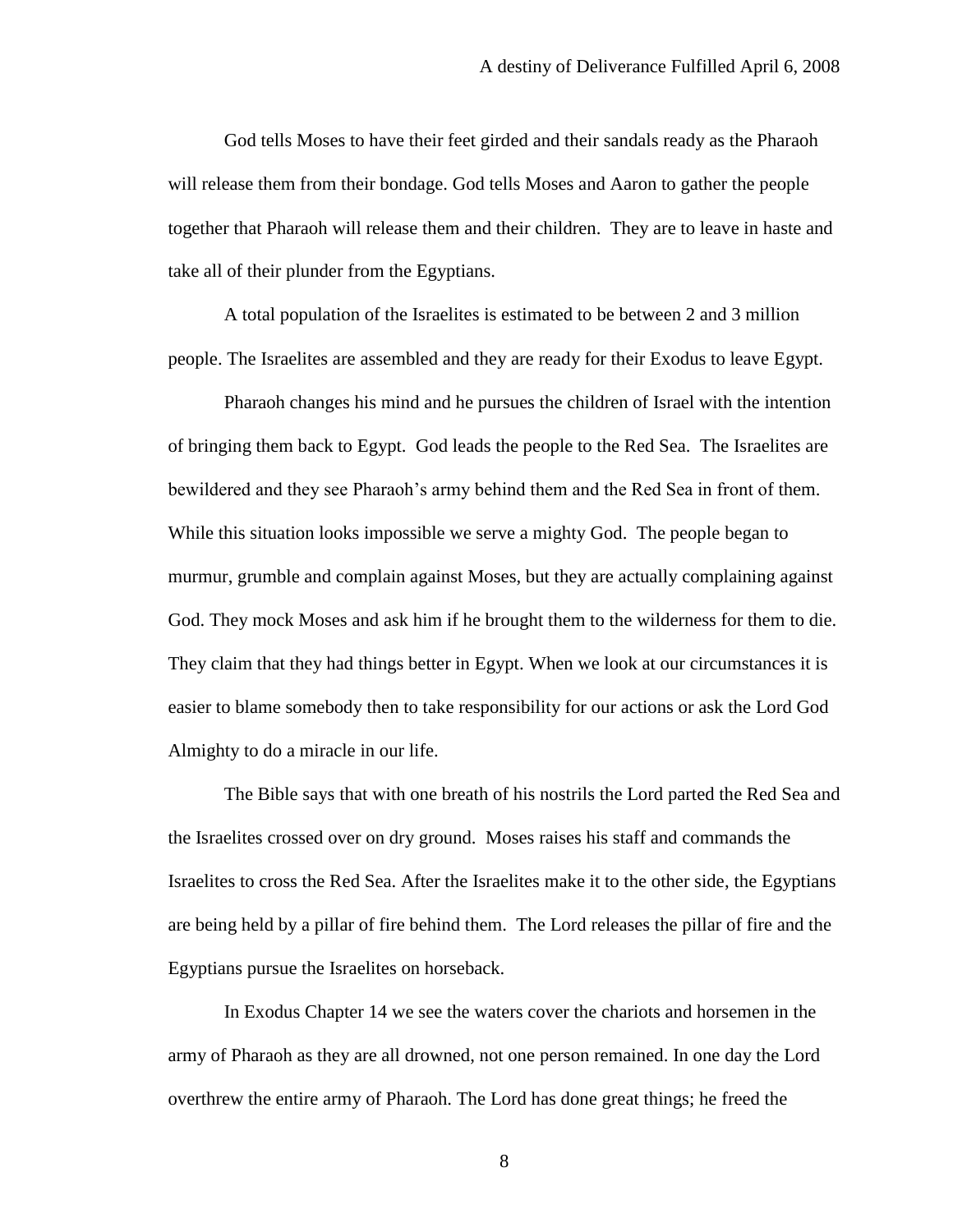God tells Moses to have their feet girded and their sandals ready as the Pharaoh will release them from their bondage. God tells Moses and Aaron to gather the people together that Pharaoh will release them and their children. They are to leave in haste and take all of their plunder from the Egyptians.

A total population of the Israelites is estimated to be between 2 and 3 million people. The Israelites are assembled and they are ready for their Exodus to leave Egypt.

Pharaoh changes his mind and he pursues the children of Israel with the intention of bringing them back to Egypt. God leads the people to the Red Sea. The Israelites are bewildered and they see Pharaoh's army behind them and the Red Sea in front of them. While this situation looks impossible we serve a mighty God. The people began to murmur, grumble and complain against Moses, but they are actually complaining against God. They mock Moses and ask him if he brought them to the wilderness for them to die. They claim that they had things better in Egypt. When we look at our circumstances it is easier to blame somebody then to take responsibility for our actions or ask the Lord God Almighty to do a miracle in our life.

The Bible says that with one breath of his nostrils the Lord parted the Red Sea and the Israelites crossed over on dry ground. Moses raises his staff and commands the Israelites to cross the Red Sea. After the Israelites make it to the other side, the Egyptians are being held by a pillar of fire behind them. The Lord releases the pillar of fire and the Egyptians pursue the Israelites on horseback.

In Exodus Chapter 14 we see the waters cover the chariots and horsemen in the army of Pharaoh as they are all drowned, not one person remained. In one day the Lord overthrew the entire army of Pharaoh. The Lord has done great things; he freed the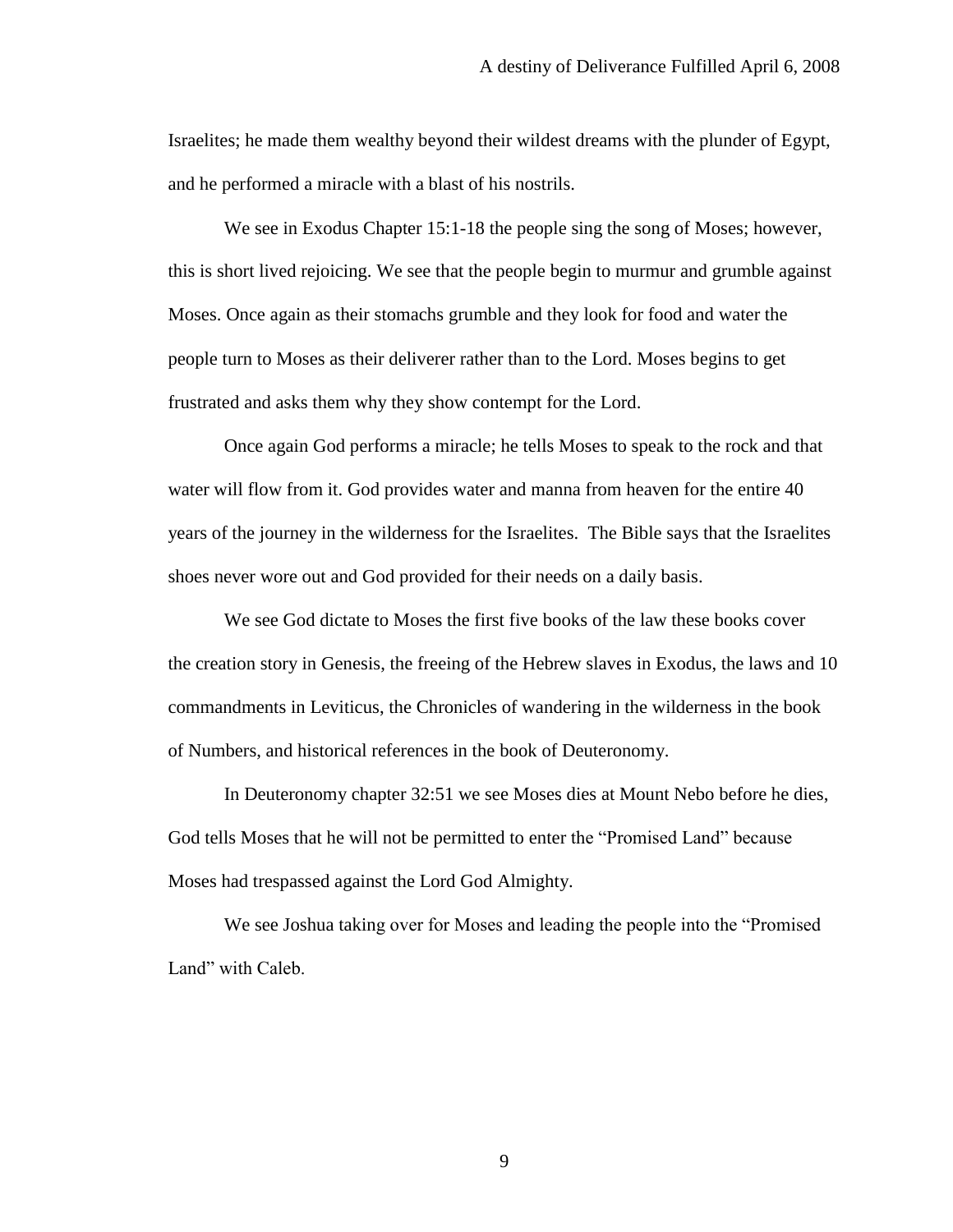Israelites; he made them wealthy beyond their wildest dreams with the plunder of Egypt, and he performed a miracle with a blast of his nostrils.

We see in Exodus Chapter 15:1-18 the people sing the song of Moses; however, this is short lived rejoicing. We see that the people begin to murmur and grumble against Moses. Once again as their stomachs grumble and they look for food and water the people turn to Moses as their deliverer rather than to the Lord. Moses begins to get frustrated and asks them why they show contempt for the Lord.

Once again God performs a miracle; he tells Moses to speak to the rock and that water will flow from it. God provides water and manna from heaven for the entire 40 years of the journey in the wilderness for the Israelites. The Bible says that the Israelites shoes never wore out and God provided for their needs on a daily basis.

We see God dictate to Moses the first five books of the law these books cover the creation story in Genesis, the freeing of the Hebrew slaves in Exodus, the laws and 10 commandments in Leviticus, the Chronicles of wandering in the wilderness in the book of Numbers, and historical references in the book of Deuteronomy.

In Deuteronomy chapter 32:51 we see Moses dies at Mount Nebo before he dies, God tells Moses that he will not be permitted to enter the "Promised Land" because Moses had trespassed against the Lord God Almighty.

We see Joshua taking over for Moses and leading the people into the "Promised Land" with Caleb.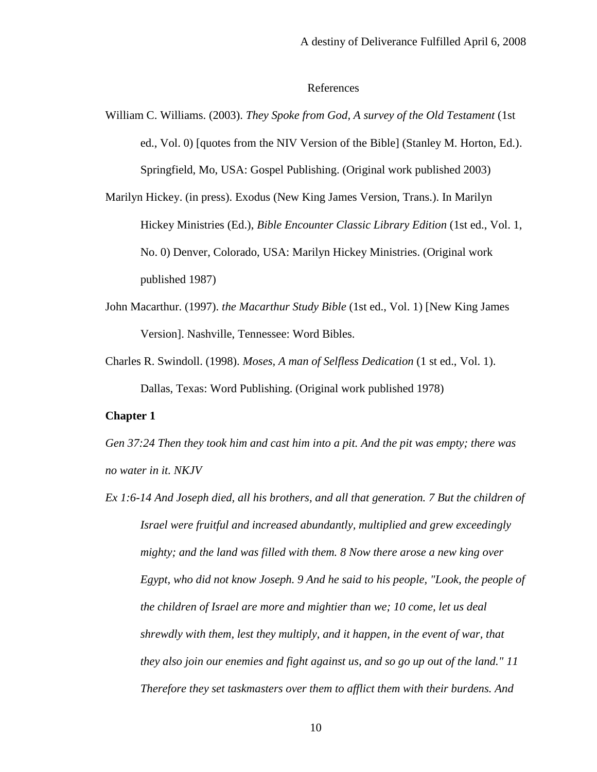References

William C. Williams. (2003). *They Spoke from God, A survey of the Old Testament* (1st ed., Vol. 0) [quotes from the NIV Version of the Bible] (Stanley M. Horton, Ed.). Springfield, Mo, USA: Gospel Publishing. (Original work published 2003)

Marilyn Hickey. (in press). Exodus (New King James Version, Trans.). In Marilyn Hickey Ministries (Ed.), *Bible Encounter Classic Library Edition* (1st ed., Vol. 1, No. 0) Denver, Colorado, USA: Marilyn Hickey Ministries. (Original work published 1987)

John Macarthur. (1997). *the Macarthur Study Bible* (1st ed., Vol. 1) [New King James Version]. Nashville, Tennessee: Word Bibles.

Charles R. Swindoll. (1998). *Moses, A man of Selfless Dedication* (1 st ed., Vol. 1). Dallas, Texas: Word Publishing. (Original work published 1978)

**Chapter 1**

*Gen 37:24 Then they took him and cast him into a pit. And the pit was empty; there was no water in it. NKJV*

*Ex 1:6-14 And Joseph died, all his brothers, and all that generation. 7 But the children of Israel were fruitful and increased abundantly, multiplied and grew exceedingly mighty; and the land was filled with them. 8 Now there arose a new king over Egypt, who did not know Joseph. 9 And he said to his people, "Look, the people of the children of Israel are more and mightier than we; 10 come, let us deal shrewdly with them, lest they multiply, and it happen, in the event of war, that they also join our enemies and fight against us, and so go up out of the land." 11 Therefore they set taskmasters over them to afflict them with their burdens. And*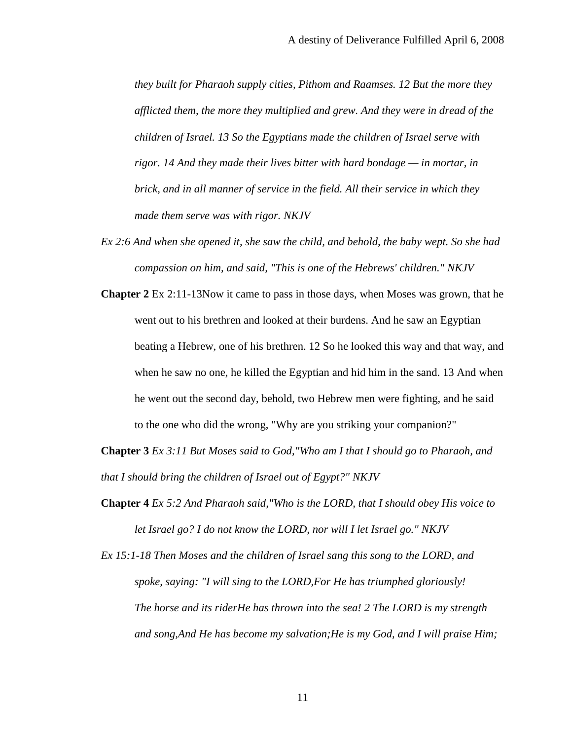*they built for Pharaoh supply cities, Pithom and Raamses. 12 But the more they afflicted them, the more they multiplied and grew. And they were in dread of the children of Israel. 13 So the Egyptians made the children of Israel serve with rigor. 14 And they made their lives bitter with hard bondage — in mortar, in brick, and in all manner of service in the field. All their service in which they made them serve was with rigor. NKJV*

*Ex 2:6 And when she opened it, she saw the child, and behold, the baby wept. So she had compassion on him, and said, "This is one of the Hebrews' children." NKJV*

**Chapter 2** Ex 2:11-13Now it came to pass in those days, when Moses was grown, that he went out to his brethren and looked at their burdens. And he saw an Egyptian beating a Hebrew, one of his brethren. 12 So he looked this way and that way, and when he saw no one, he killed the Egyptian and hid him in the sand. 13 And when he went out the second day, behold, two Hebrew men were fighting, and he said to the one who did the wrong, "Why are you striking your companion?"

**Chapter 3** *Ex 3:11 But Moses said to God,"Who am I that I should go to Pharaoh, and that I should bring the children of Israel out of Egypt?" NKJV*

**Chapter 4** *Ex 5:2 And Pharaoh said,"Who is the LORD, that I should obey His voice to let Israel go? I do not know the LORD, nor will I let Israel go." NKJV*

*Ex 15:1-18 Then Moses and the children of Israel sang this song to the LORD, and spoke, saying: "I will sing to the LORD,For He has triumphed gloriously! The horse and its riderHe has thrown into the sea! 2 The LORD is my strength and song,And He has become my salvation;He is my God, and I will praise Him;*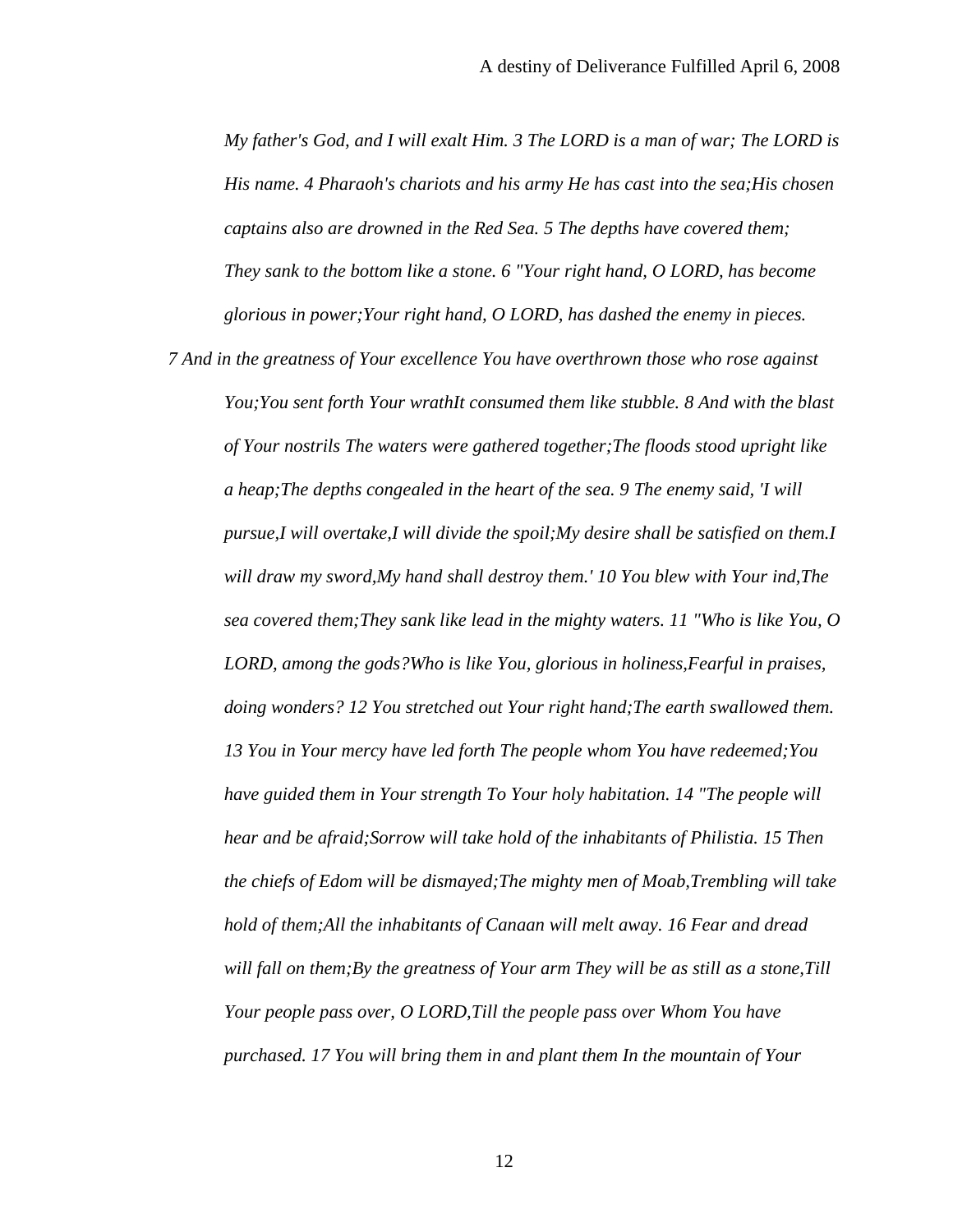*My father's God, and I will exalt Him. 3 The LORD is a man of war; The LORD is His name. 4 Pharaoh's chariots and his army He has cast into the sea;His chosen captains also are drowned in the Red Sea. 5 The depths have covered them; They sank to the bottom like a stone. 6 "Your right hand, O LORD, has become glorious in power;Your right hand, O LORD, has dashed the enemy in pieces. 7 And in the greatness of Your excellence You have overthrown those who rose against You;You sent forth Your wrathIt consumed them like stubble. 8 And with the blast of Your nostrils The waters were gathered together;The floods stood upright like a heap;The depths congealed in the heart of the sea. 9 The enemy said, 'I will pursue,I will overtake,I will divide the spoil;My desire shall be satisfied on them.I will draw my sword,My hand shall destroy them.' 10 You blew with Your ind,The sea covered them;They sank like lead in the mighty waters. 11 "Who is like You, O LORD, among the gods?Who is like You, glorious in holiness,Fearful in praises, doing wonders? 12 You stretched out Your right hand;The earth swallowed them. 13 You in Your mercy have led forth The people whom You have redeemed;You have guided them in Your strength To Your holy habitation. 14 "The people will hear and be afraid;Sorrow will take hold of the inhabitants of Philistia. 15 Then the chiefs of Edom will be dismayed;The mighty men of Moab,Trembling will take hold of them;All the inhabitants of Canaan will melt away. 16 Fear and dread will fall on them;By the greatness of Your arm They will be as still as a stone,Till Your people pass over, O LORD,Till the people pass over Whom You have purchased. 17 You will bring them in and plant them In the mountain of Your*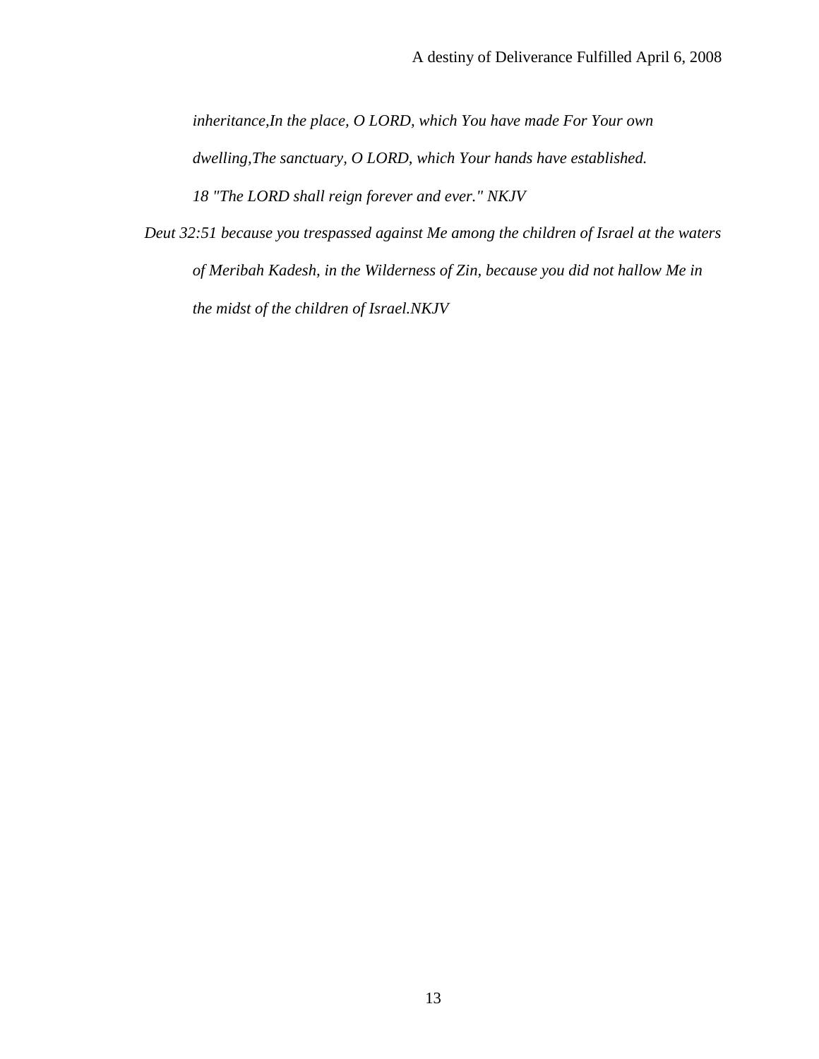*inheritance,In the place, O LORD, which You have made For Your own dwelling,The sanctuary, O LORD, which Your hands have established.*

*18 "The LORD shall reign forever and ever." NKJV*

*Deut 32:51 because you trespassed against Me among the children of Israel at the waters of Meribah Kadesh, in the Wilderness of Zin, because you did not hallow Me in the midst of the children of Israel.NKJV*